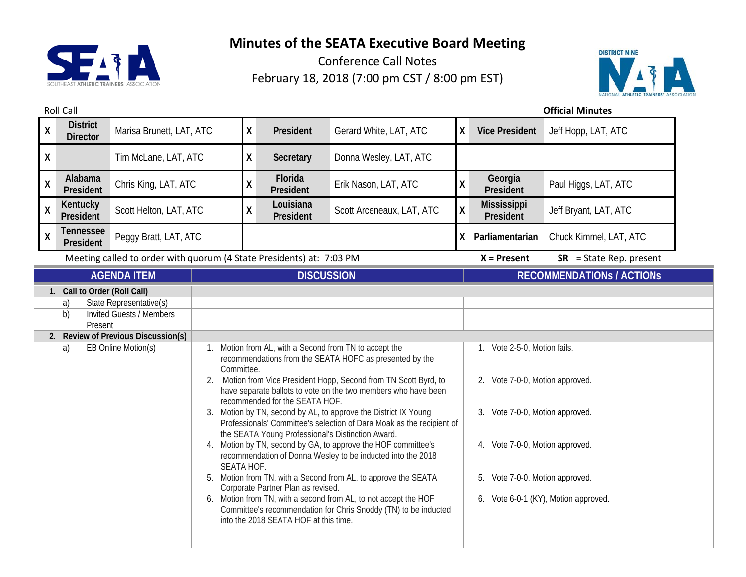# Minutes of the SEATA Executive Board Meeting

Conference Call Notes

February 18, 2018 (7:00 pm CST / 8:00 pm EST)

Roll Call

**Official Minutes**

| | | | | | | | | |
|---|---|---|---|---|---|---|---|---|
| X | **District Director** | Marisa Brunett, LAT, ATC | X | **President** | Gerard White, LAT, ATC | X | **Vice President** | Jeff Hopp, LAT, ATC |
| X | | Tim McLane, LAT, ATC | X | **Secretary** | Donna Wesley, LAT, ATC | | | |
| X | **Alabama President** | Chris King, LAT, ATC | X | **Florida President** | Erik Nason, LAT, ATC | X | **Georgia President** | Paul Higgs, LAT, ATC |
| X | **Kentucky President** | Scott Helton, LAT, ATC | X | **Louisiana President** | Scott Arceneaux, LAT, ATC | X | **Mississippi President** | Jeff Bryant, LAT, ATC |
| X | **Tennessee President** | Peggy Bratt, LAT, ATC | | | | X | **Parliamentarian** | Chuck Kimmel, LAT, ATC |

Meeting called to order with quorum (4 State Presidents) at: 7:03 PM

**X** = Present **SR** = State Rep. present

| AGENDA ITEM | DISCUSSION | RECOMMENDATIONs / ACTIONs |
|---|---|---|
| **1. Call to Order (Roll Call)** | | |
| a) State Representative(s) | | |
| b) Invited Guests / Members Present | | |
| **2. Review of Previous Discussion(s)** | | |
| a) EB Online Motion(s) | 1. Motion from AL, with a Second from TN to accept the recommendations from the SEATA HOFC as presented by the Committee.<br>2. Motion from Vice President Hopp, Second from TN Scott Byrd, to have separate ballots to vote on the two members who have been recommended for the SEATA HOF.<br>3. Motion by TN, second by AL, to approve the District IX Young Professionals' Committee's selection of Dara Moak as the recipient of the SEATA Young Professional's Distinction Award.<br>4. Motion by TN, second by GA, to approve the HOF committee's recommendation of Donna Wesley to be inducted into the 2018 SEATA HOF.<br>5. Motion from TN, with a Second from AL, to approve the SEATA Corporate Partner Plan as revised.<br>6. Motion from TN, with a second from AL, to not accept the HOF Committee's recommendation for Chris Snoddy (TN) to be inducted into the 2018 SEATA HOF at this time. | 1. Vote 2-5-0, Motion fails.<br>2. Vote 7-0-0, Motion approved.<br>3. Vote 7-0-0, Motion approved.<br>4. Vote 7-0-0, Motion approved.<br>5. Vote 7-0-0, Motion approved.<br>6. Vote 6-0-1 (KY), Motion approved. |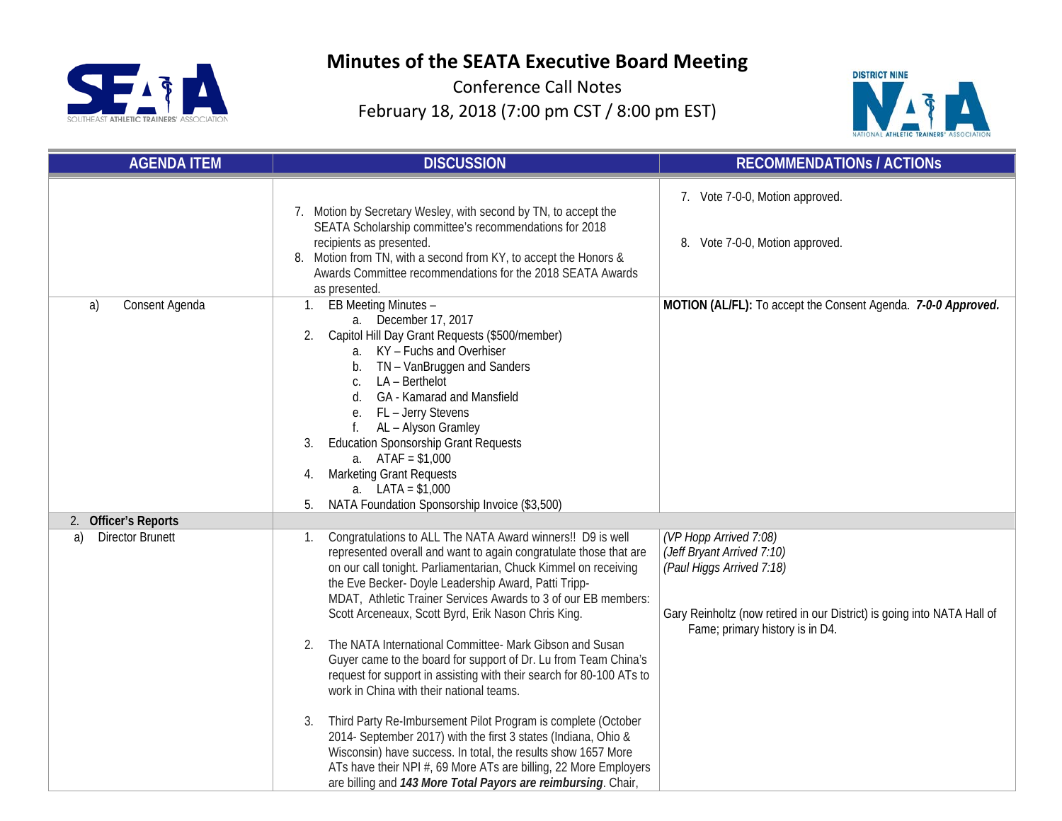# Minutes of the SEATA Executive Board Meeting

Conference Call Notes

February 18, 2018 (7:00 pm CST / 8:00 pm EST)

| AGENDA ITEM | DISCUSSION | RECOMMENDATIONs / ACTIONs |
|---|---|---|
| | 7. Motion by Secretary Wesley, with second by TN, to accept the SEATA Scholarship committee's recommendations for 2018 recipients as presented.<br>8. Motion from TN, with a second from KY, to accept the Honors & Awards Committee recommendations for the 2018 SEATA Awards as presented. | 7. Vote 7-0-0, Motion approved.<br><br>8. Vote 7-0-0, Motion approved. |
| a) Consent Agenda | 1. EB Meeting Minutes –<br>a. December 17, 2017<br>2. Capitol Hill Day Grant Requests ($500/member)<br>a. KY – Fuchs and Overhiser<br>b. TN – VanBruggen and Sanders<br>c. LA – Berthelot<br>d. GA - Kamarad and Mansfield<br>e. FL – Jerry Stevens<br>f. AL – Alyson Gramley<br>3. Education Sponsorship Grant Requests<br>a. ATAF = $1,000<br>4. Marketing Grant Requests<br>a. LATA = $1,000<br>5. NATA Foundation Sponsorship Invoice ($3,500) | **MOTION (AL/FL):** To accept the Consent Agenda. ***7-0-0 Approved.*** |
| **2. Officer's Reports** | | |
| a) Director Brunett | 1. Congratulations to ALL The NATA Award winners!! D9 is well represented overall and want to again congratulate those that are on our call tonight. Parliamentarian, Chuck Kimmel on receiving the Eve Becker- Doyle Leadership Award, Patti Tripp-MDAT, Athletic Trainer Services Awards to 3 of our EB members: Scott Arceneaux, Scott Byrd, Erik Nason Chris King.<br><br>2. The NATA International Committee- Mark Gibson and Susan Guyer came to the board for support of Dr. Lu from Team China's request for support in assisting with their search for 80-100 ATs to work in China with their national teams.<br><br>3. Third Party Re-Imbursement Pilot Program is complete (October 2014- September 2017) with the first 3 states (Indiana, Ohio & Wisconsin) have success. In total, the results show 1657 More ATs have their NPI #, 69 More ATs are billing, 22 More Employers are billing and ***143 More Total Payors are reimbursing***. Chair, | *(VP Hopp Arrived 7:08)*<br>*(Jeff Bryant Arrived 7:10)*<br>*(Paul Higgs Arrived 7:18)*<br><br>Gary Reinholtz (now retired in our District) is going into NATA Hall of Fame; primary history is in D4. |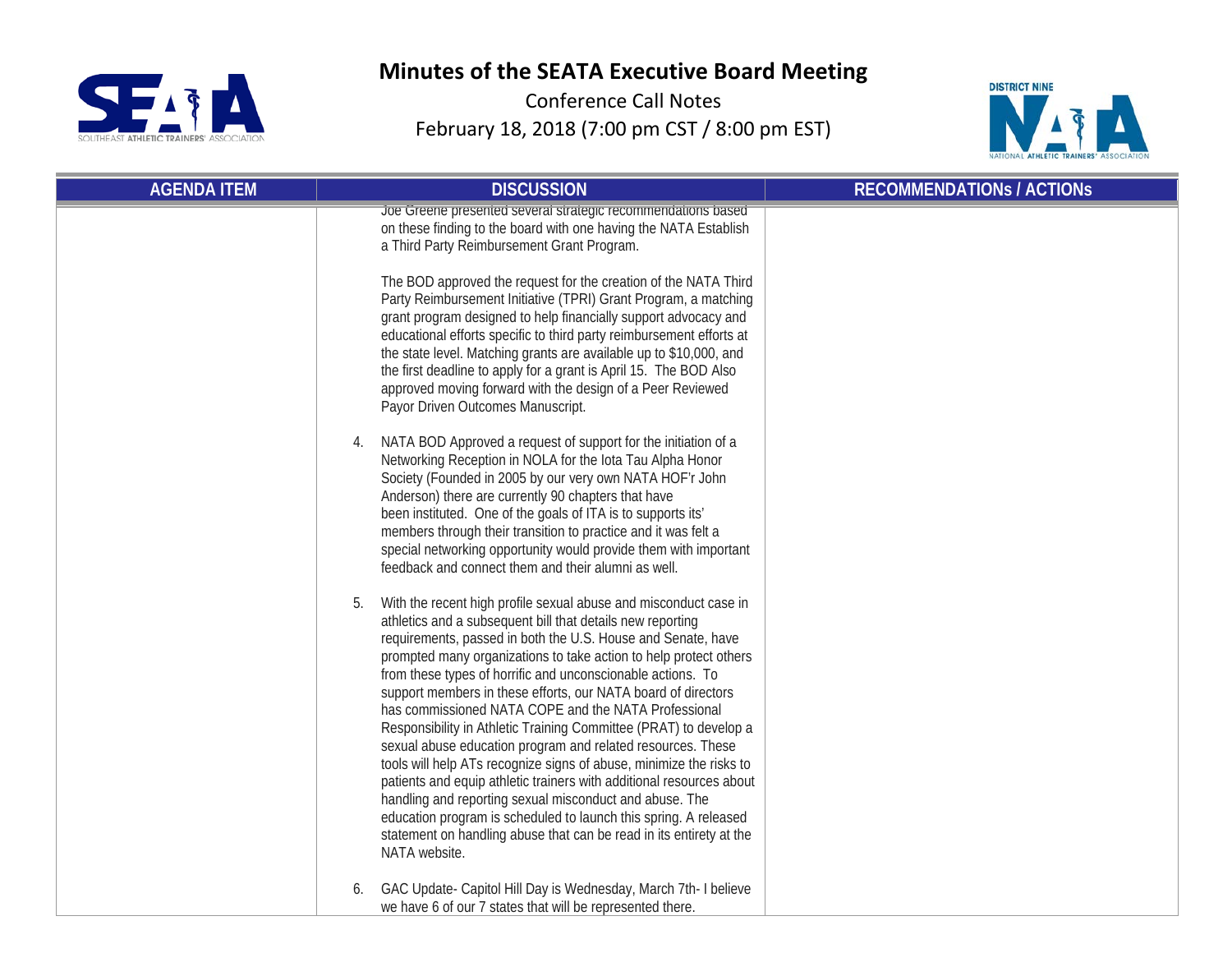# Minutes of the SEATA Executive Board Meeting

Conference Call Notes

February 18, 2018 (7:00 pm CST / 8:00 pm EST)

| AGENDA ITEM | DISCUSSION | RECOMMENDATIONs / ACTIONs |
|---|---|---|
| | Joe Greene presented several strategic recommendations based on these finding to the board with one having the NATA Establish a Third Party Reimbursement Grant Program.<br><br>The BOD approved the request for the creation of the NATA Third Party Reimbursement Initiative (TPRI) Grant Program, a matching grant program designed to help financially support advocacy and educational efforts specific to third party reimbursement efforts at the state level. Matching grants are available up to $10,000, and the first deadline to apply for a grant is April 15. The BOD Also approved moving forward with the design of a Peer Reviewed Payor Driven Outcomes Manuscript.<br><br>4. NATA BOD Approved a request of support for the initiation of a Networking Reception in NOLA for the Iota Tau Alpha Honor Society (Founded in 2005 by our very own NATA HOF'r John Anderson) there are currently 90 chapters that have been instituted. One of the goals of ITA is to supports its' members through their transition to practice and it was felt a special networking opportunity would provide them with important feedback and connect them and their alumni as well.<br><br>5. With the recent high profile sexual abuse and misconduct case in athletics and a subsequent bill that details new reporting requirements, passed in both the U.S. House and Senate, have prompted many organizations to take action to help protect others from these types of horrific and unconscionable actions. To support members in these efforts, our NATA board of directors has commissioned NATA COPE and the NATA Professional Responsibility in Athletic Training Committee (PRAT) to develop a sexual abuse education program and related resources. These tools will help ATs recognize signs of abuse, minimize the risks to patients and equip athletic trainers with additional resources about handling and reporting sexual misconduct and abuse. The education program is scheduled to launch this spring. A released statement on handling abuse that can be read in its entirety at the NATA website.<br><br>6. GAC Update- Capitol Hill Day is Wednesday, March 7th- I believe we have 6 of our 7 states that will be represented there. | |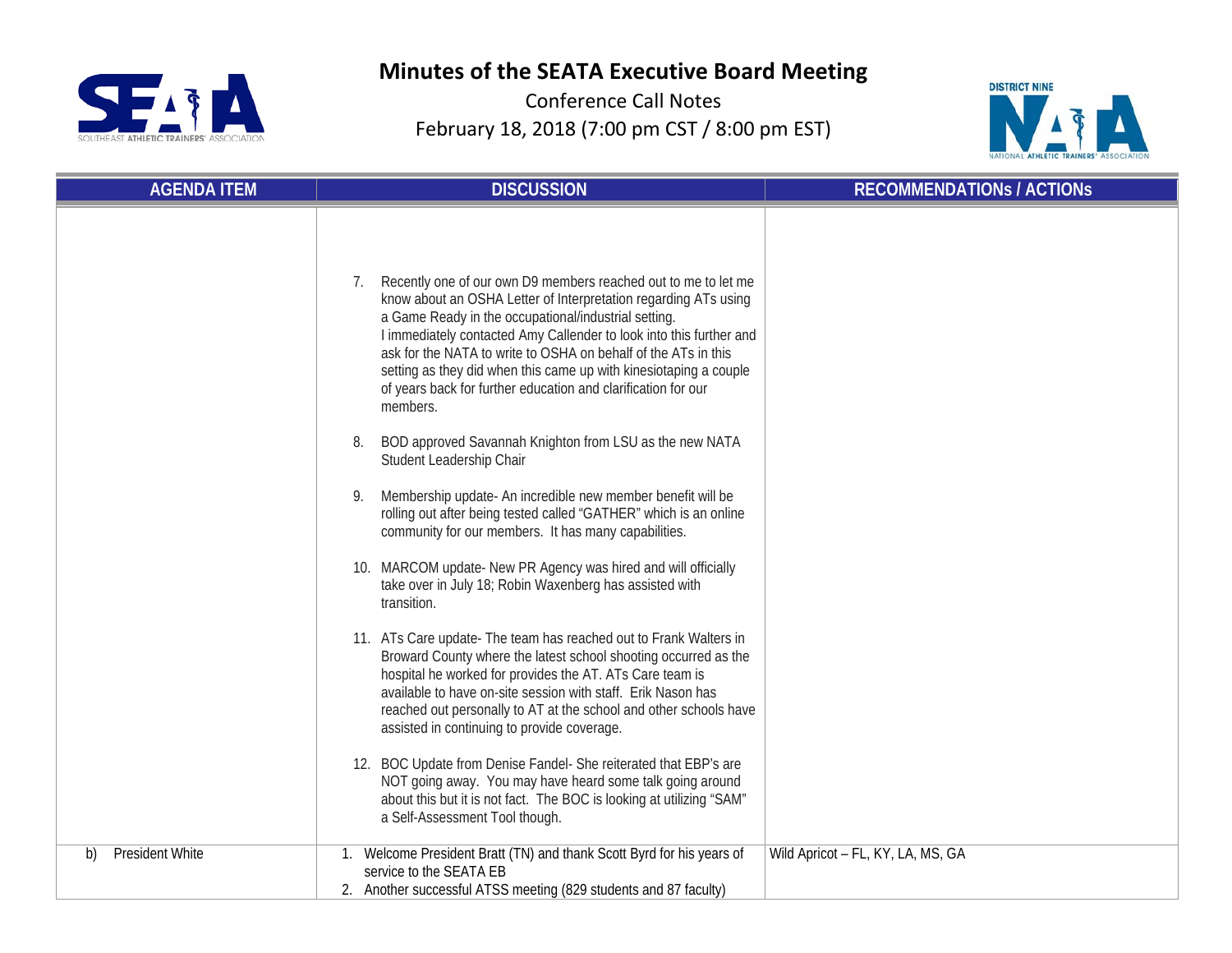# Minutes of the SEATA Executive Board Meeting

Conference Call Notes

February 18, 2018 (7:00 pm CST / 8:00 pm EST)

| AGENDA ITEM | DISCUSSION | RECOMMENDATIONs / ACTIONs |
|---|---|---|
| | 7. Recently one of our own D9 members reached out to me to let me know about an OSHA Letter of Interpretation regarding ATs using a Game Ready in the occupational/industrial setting. I immediately contacted Amy Callender to look into this further and ask for the NATA to write to OSHA on behalf of the ATs in this setting as they did when this came up with kinesiotaping a couple of years back for further education and clarification for our members.<br><br>8. BOD approved Savannah Knighton from LSU as the new NATA Student Leadership Chair<br><br>9. Membership update- An incredible new member benefit will be rolling out after being tested called "GATHER" which is an online community for our members. It has many capabilities.<br><br>10. MARCOM update- New PR Agency was hired and will officially take over in July 18; Robin Waxenberg has assisted with transition.<br><br>11. ATs Care update- The team has reached out to Frank Walters in Broward County where the latest school shooting occurred as the hospital he worked for provides the AT. ATs Care team is available to have on-site session with staff. Erik Nason has reached out personally to AT at the school and other schools have assisted in continuing to provide coverage.<br><br>12. BOC Update from Denise Fandel- She reiterated that EBP's are NOT going away. You may have heard some talk going around about this but it is not fact. The BOC is looking at utilizing "SAM" a Self-Assessment Tool though. | |
| b) President White | 1. Welcome President Bratt (TN) and thank Scott Byrd for his years of service to the SEATA EB<br>2. Another successful ATSS meeting (829 students and 87 faculty) | Wild Apricot – FL, KY, LA, MS, GA |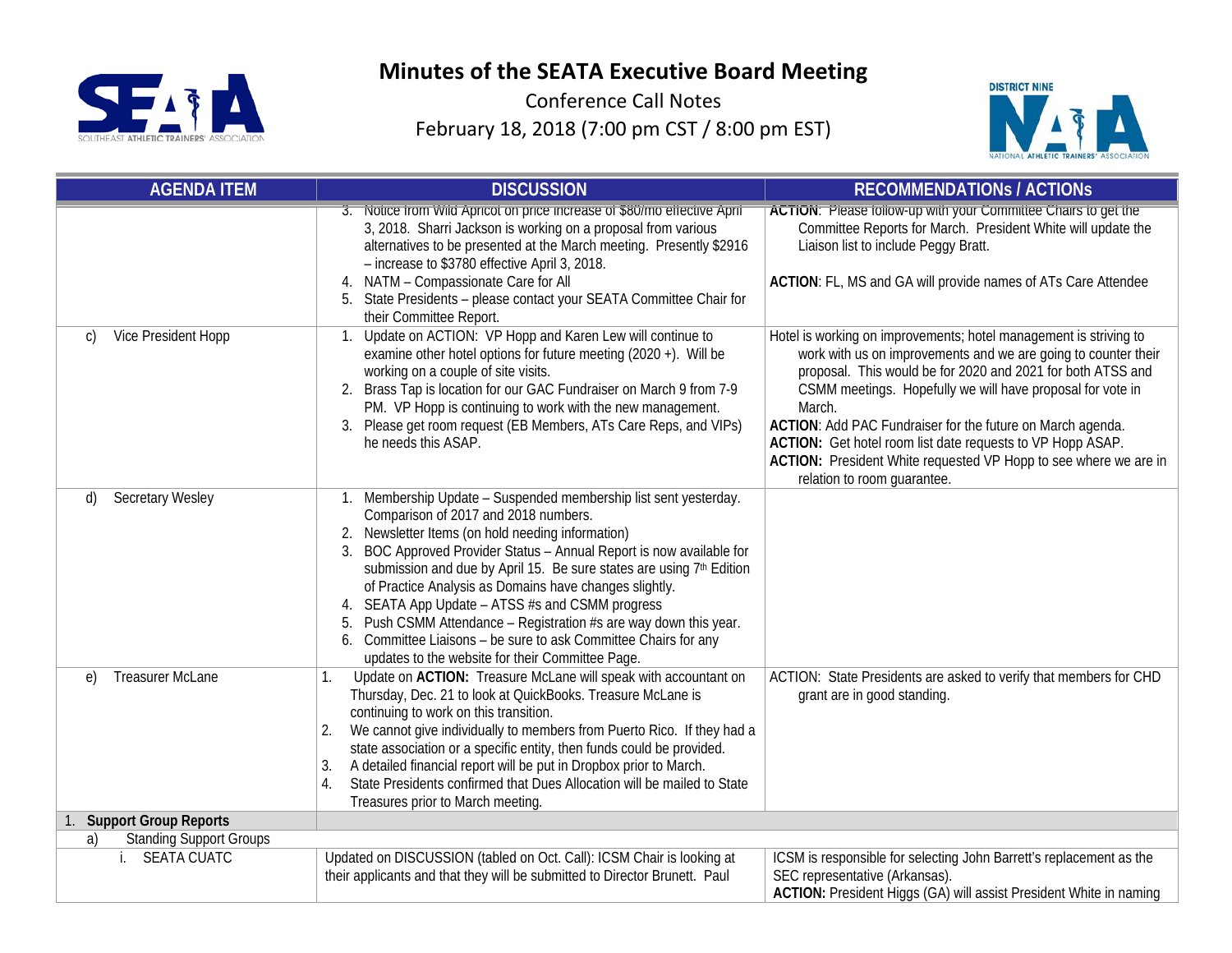# Minutes of the SEATA Executive Board Meeting

Conference Call Notes

February 18, 2018 (7:00 pm CST / 8:00 pm EST)

| AGENDA ITEM | DISCUSSION | RECOMMENDATIONs / ACTIONs |
|---|---|---|
| | 3. Notice from Wild Apricot on price increase of $80/mo effective April 3, 2018. Sharri Jackson is working on a proposal from various alternatives to be presented at the March meeting. Presently $2916 – increase to $3780 effective April 3, 2018.<br>4. NATM – Compassionate Care for All<br>5. State Presidents – please contact your SEATA Committee Chair for their Committee Report. | **ACTION**: Please follow-up with your Committee Chairs to get the Committee Reports for March. President White will update the Liaison list to include Peggy Bratt.<br><br>**ACTION**: FL, MS and GA will provide names of ATs Care Attendee |
| c) Vice President Hopp | 1. Update on ACTION: VP Hopp and Karen Lew will continue to examine other hotel options for future meeting (2020 +). Will be working on a couple of site visits.<br>2. Brass Tap is location for our GAC Fundraiser on March 9 from 7-9 PM. VP Hopp is continuing to work with the new management.<br>3. Please get room request (EB Members, ATs Care Reps, and VIPs) he needs this ASAP. | Hotel is working on improvements; hotel management is striving to work with us on improvements and we are going to counter their proposal. This would be for 2020 and 2021 for both ATSS and CSMM meetings. Hopefully we will have proposal for vote in March.<br>**ACTION**: Add PAC Fundraiser for the future on March agenda.<br>**ACTION**: Get hotel room list date requests to VP Hopp ASAP.<br>**ACTION:** President White requested VP Hopp to see where we are in relation to room guarantee. |
| d) Secretary Wesley | 1. Membership Update – Suspended membership list sent yesterday. Comparison of 2017 and 2018 numbers.<br>2. Newsletter Items (on hold needing information)<br>3. BOC Approved Provider Status – Annual Report is now available for submission and due by April 15. Be sure states are using 7th Edition of Practice Analysis as Domains have changes slightly.<br>4. SEATA App Update – ATSS #s and CSMM progress<br>5. Push CSMM Attendance – Registration #s are way down this year.<br>6. Committee Liaisons – be sure to ask Committee Chairs for any updates to the website for their Committee Page. | |
| e) Treasurer McLane | 1. Update on **ACTION:** Treasure McLane will speak with accountant on Thursday, Dec. 21 to look at QuickBooks. Treasure McLane is continuing to work on this transition.<br>2. We cannot give individually to members from Puerto Rico. If they had a state association or a specific entity, then funds could be provided.<br>3. A detailed financial report will be put in Dropbox prior to March.<br>4. State Presidents confirmed that Dues Allocation will be mailed to State Treasures prior to March meeting. | ACTION: State Presidents are asked to verify that members for CHD grant are in good standing. |
| 1. **Support Group Reports** | | |
| a) Standing Support Groups | | |
| i. SEATA CUATC | Updated on DISCUSSION (tabled on Oct. Call): ICSM Chair is looking at their applicants and that they will be submitted to Director Brunett. Paul | ICSM is responsible for selecting John Barrett's replacement as the SEC representative (Arkansas).<br>**ACTION:** President Higgs (GA) will assist President White in naming |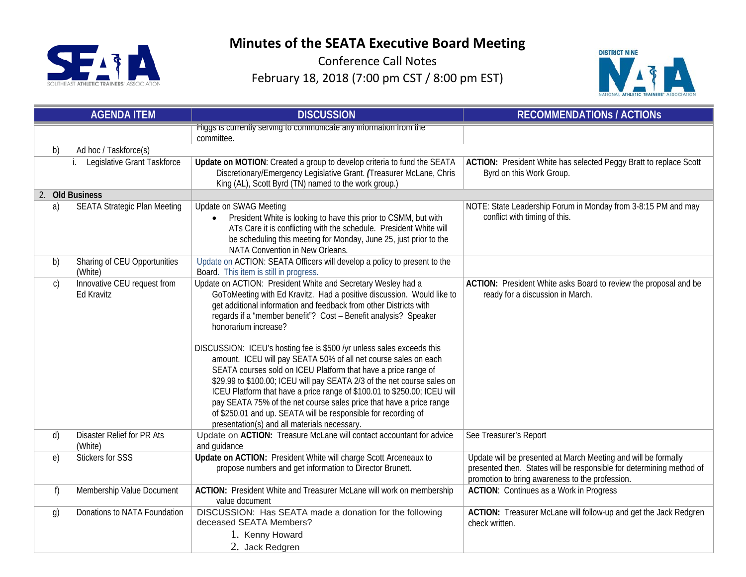# Minutes of the SEATA Executive Board Meeting

Conference Call Notes

February 18, 2018 (7:00 pm CST / 8:00 pm EST)

| AGENDA ITEM | DISCUSSION | RECOMMENDATIONs / ACTIONs |
|---|---|---|
| | Higgs is currently serving to communicate any information from the committee. | |
| b) Ad hoc / Taskforce(s) | | |
| i. Legislative Grant Taskforce | **Update on MOTION**: Created a group to develop criteria to fund the SEATA Discretionary/Emergency Legislative Grant. *(*Treasurer McLane, Chris King (AL), Scott Byrd (TN) named to the work group.) | **ACTION:** President White has selected Peggy Bratt to replace Scott Byrd on this Work Group. |
| **2. Old Business** | | |
| a) SEATA Strategic Plan Meeting | Update on SWAG Meeting<br>• President White is looking to have this prior to CSMM, but with ATs Care it is conflicting with the schedule. President White will be scheduling this meeting for Monday, June 25, just prior to the NATA Convention in New Orleans. | NOTE: State Leadership Forum in Monday from 3-8:15 PM and may conflict with timing of this. |
| b) Sharing of CEU Opportunities (White) | Update on ACTION: SEATA Officers will develop a policy to present to the Board. This item is still in progress. | |
| c) Innovative CEU request from Ed Kravitz | Update on ACTION: President White and Secretary Wesley had a GoToMeeting with Ed Kravitz. Had a positive discussion. Would like to get additional information and feedback from other Districts with regards if a "member benefit"? Cost – Benefit analysis? Speaker honorarium increase?<br><br>DISCUSSION: ICEU's hosting fee is $500 /yr unless sales exceeds this amount. ICEU will pay SEATA 50% of all net course sales on each SEATA courses sold on ICEU Platform that have a price range of $29.99 to $100.00; ICEU will pay SEATA 2/3 of the net course sales on ICEU Platform that have a price range of $100.01 to $250.00; ICEU will pay SEATA 75% of the net course sales price that have a price range of $250.01 and up. SEATA will be responsible for recording of presentation(s) and all materials necessary. | **ACTION:** President White asks Board to review the proposal and be ready for a discussion in March. |
| d) Disaster Relief for PR Ats (White) | Update on **ACTION:** Treasure McLane will contact accountant for advice and guidance | See Treasurer's Report |
| e) Stickers for SSS | **Update on ACTION:** President White will charge Scott Arceneaux to propose numbers and get information to Director Brunett. | Update will be presented at March Meeting and will be formally presented then. States will be responsible for determining method of promotion to bring awareness to the profession. |
| f) Membership Value Document | **ACTION:** President White and Treasurer McLane will work on membership value document | **ACTION**: Continues as a Work in Progress |
| g) Donations to NATA Foundation | DISCUSSION: Has SEATA made a donation for the following deceased SEATA Members?<br>1. Kenny Howard<br>2. Jack Redgren | **ACTION:** Treasurer McLane will follow-up and get the Jack Redgren check written. |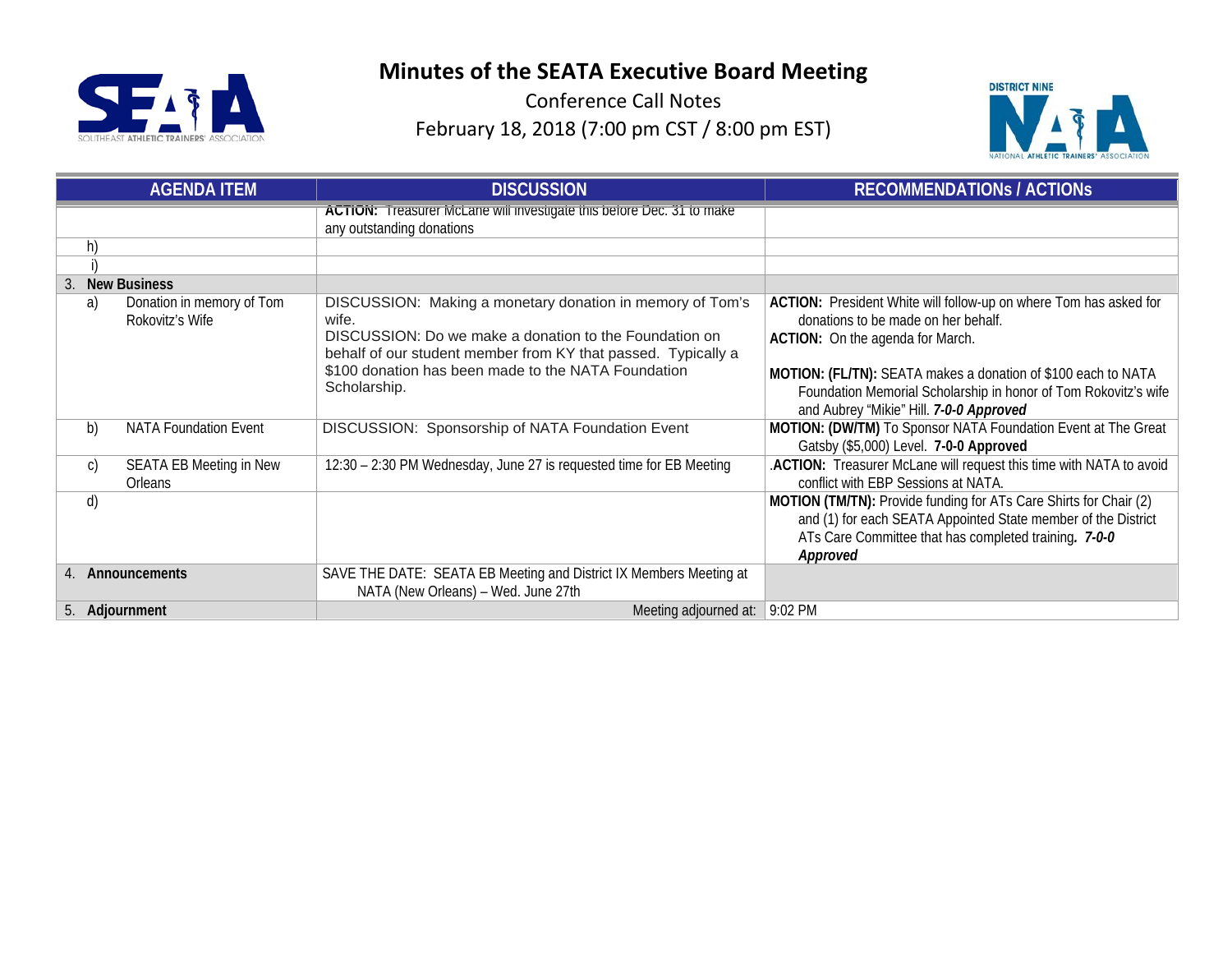# Minutes of the SEATA Executive Board Meeting

Conference Call Notes

February 18, 2018 (7:00 pm CST / 8:00 pm EST)

| AGENDA ITEM | DISCUSSION | RECOMMENDATIONs / ACTIONs |
|---|---|---|
| | **ACTION:** Treasurer McLane will investigate this before Dec. 31 to make any outstanding donations | |
| h) | | |
| i) | | |
| 3. **New Business** | | |
| a) Donation in memory of Tom Rokovitz's Wife | DISCUSSION: Making a monetary donation in memory of Tom's wife. DISCUSSION: Do we make a donation to the Foundation on behalf of our student member from KY that passed. Typically a $100 donation has been made to the NATA Foundation Scholarship. | **ACTION:** President White will follow-up on where Tom has asked for donations to be made on her behalf. **ACTION:** On the agenda for March. **MOTION: (FL/TN):** SEATA makes a donation of $100 each to NATA Foundation Memorial Scholarship in honor of Tom Rokovitz's wife and Aubrey "Mikie" Hill. ***7-0-0 Approved*** |
| b) NATA Foundation Event | DISCUSSION: Sponsorship of NATA Foundation Event | **MOTION: (DW/TM)** To Sponsor NATA Foundation Event at The Great Gatsby ($5,000) Level. **7-0-0 Approved** |
| c) SEATA EB Meeting in New Orleans | 12:30 – 2:30 PM Wednesday, June 27 is requested time for EB Meeting | .**ACTION:** Treasurer McLane will request this time with NATA to avoid conflict with EBP Sessions at NATA. |
| d) | | **MOTION (TM/TN):** Provide funding for ATs Care Shirts for Chair (2) and (1) for each SEATA Appointed State member of the District ATs Care Committee that has completed training. ***7-0-0 Approved*** |
| 4. **Announcements** | SAVE THE DATE: SEATA EB Meeting and District IX Members Meeting at NATA (New Orleans) – Wed. June 27th | |
| 5. **Adjournment** | Meeting adjourned at: | 9:02 PM |